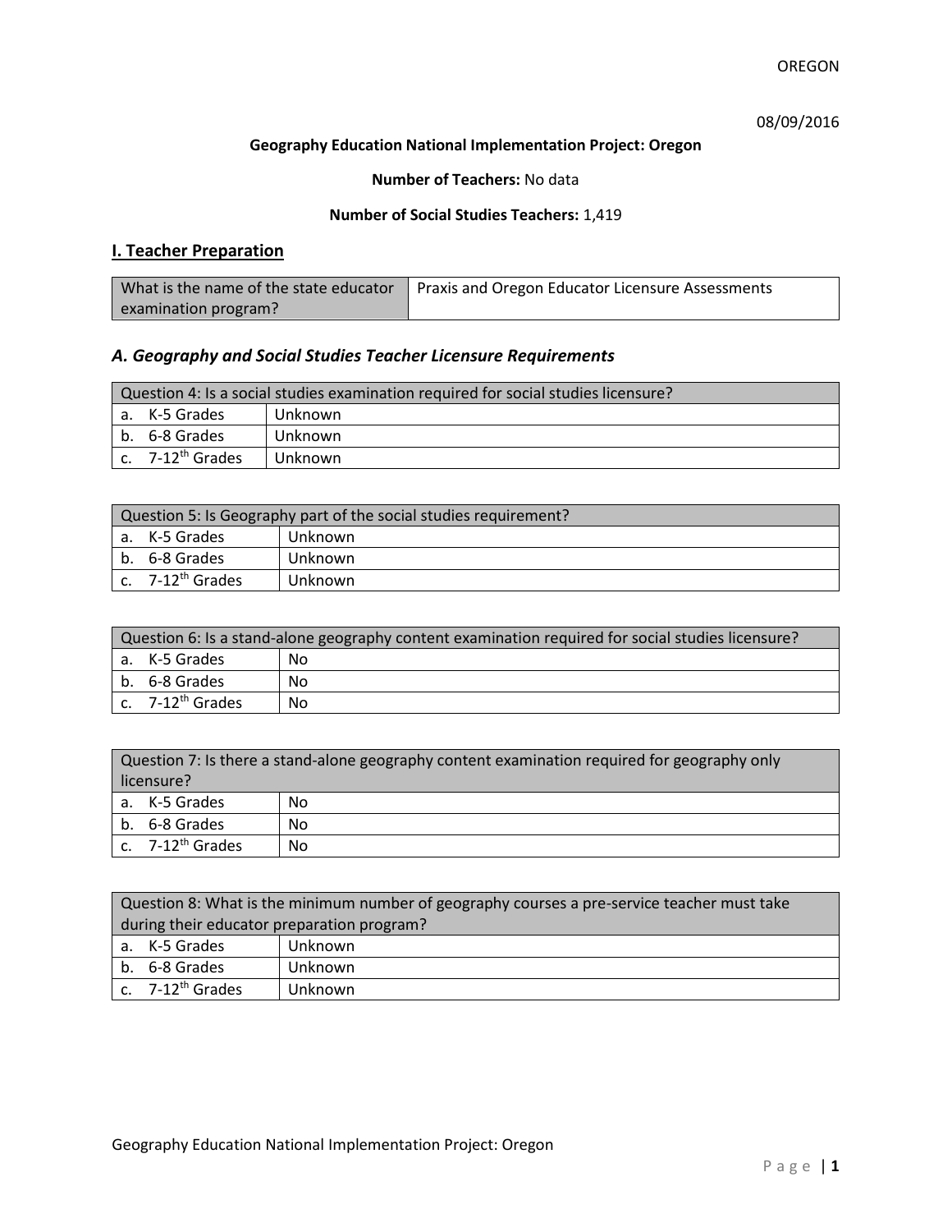OREGON

08/09/2016

**Geography Education National Implementation Project: Oregon**

**Number of Teachers:** No data

**Number of Social Studies Teachers:** 1,419

## I. Teacher Preparation

| What is the name of the state educator examination program? | Praxis and Oregon Educator Licensure Assessments |
|---|---|

### *A. Geography and Social Studies Teacher Licensure Requirements*

| Question 4: Is a social studies examination required for social studies licensure? | |
|---|---|
| a. K-5 Grades | Unknown |
| b. 6-8 Grades | Unknown |
| c. 7-12th Grades | Unknown |

| Question 5: Is Geography part of the social studies requirement? | |
|---|---|
| a. K-5 Grades | Unknown |
| b. 6-8 Grades | Unknown |
| c. 7-12th Grades | Unknown |

| Question 6: Is a stand-alone geography content examination required for social studies licensure? | |
|---|---|
| a. K-5 Grades | No |
| b. 6-8 Grades | No |
| c. 7-12th Grades | No |

| Question 7: Is there a stand-alone geography content examination required for geography only licensure? | |
|---|---|
| a. K-5 Grades | No |
| b. 6-8 Grades | No |
| c. 7-12th Grades | No |

| Question 8: What is the minimum number of geography courses a pre-service teacher must take during their educator preparation program? | |
|---|---|
| a. K-5 Grades | Unknown |
| b. 6-8 Grades | Unknown |
| c. 7-12th Grades | Unknown |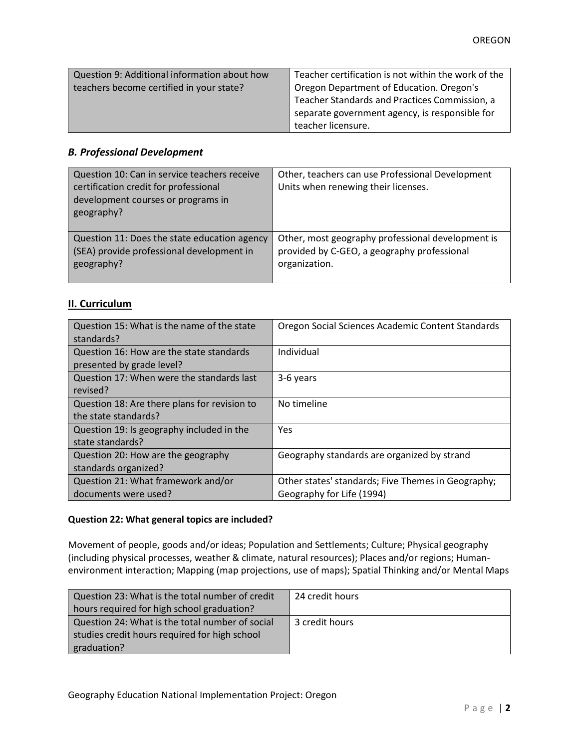| Question 9: Additional information about how teachers become certified in your state? | Teacher certification is not within the work of the Oregon Department of Education. Oregon's Teacher Standards and Practices Commission, a separate government agency, is responsible for teacher licensure. |
|---|---|

### *B. Professional Development*

| Question 10: Can in service teachers receive certification credit for professional development courses or programs in geography? | Other, teachers can use Professional Development Units when renewing their licenses. |
|---|---|
| Question 11: Does the state education agency (SEA) provide professional development in geography? | Other, most geography professional development is provided by C-GEO, a geography professional organization. |

## II. Curriculum

| Question 15: What is the name of the state standards? | Oregon Social Sciences Academic Content Standards |
|---|---|
| Question 16: How are the state standards presented by grade level? | Individual |
| Question 17: When were the standards last revised? | 3-6 years |
| Question 18: Are there plans for revision to the state standards? | No timeline |
| Question 19: Is geography included in the state standards? | Yes |
| Question 20: How are the geography standards organized? | Geography standards are organized by strand |
| Question 21: What framework and/or documents were used? | Other states' standards; Five Themes in Geography; Geography for Life (1994) |

**Question 22: What general topics are included?**

Movement of people, goods and/or ideas; Population and Settlements; Culture; Physical geography (including physical processes, weather & climate, natural resources); Places and/or regions; Human-environment interaction; Mapping (map projections, use of maps); Spatial Thinking and/or Mental Maps

| Question 23: What is the total number of credit hours required for high school graduation? | 24 credit hours |
|---|---|
| Question 24: What is the total number of social studies credit hours required for high school graduation? | 3 credit hours |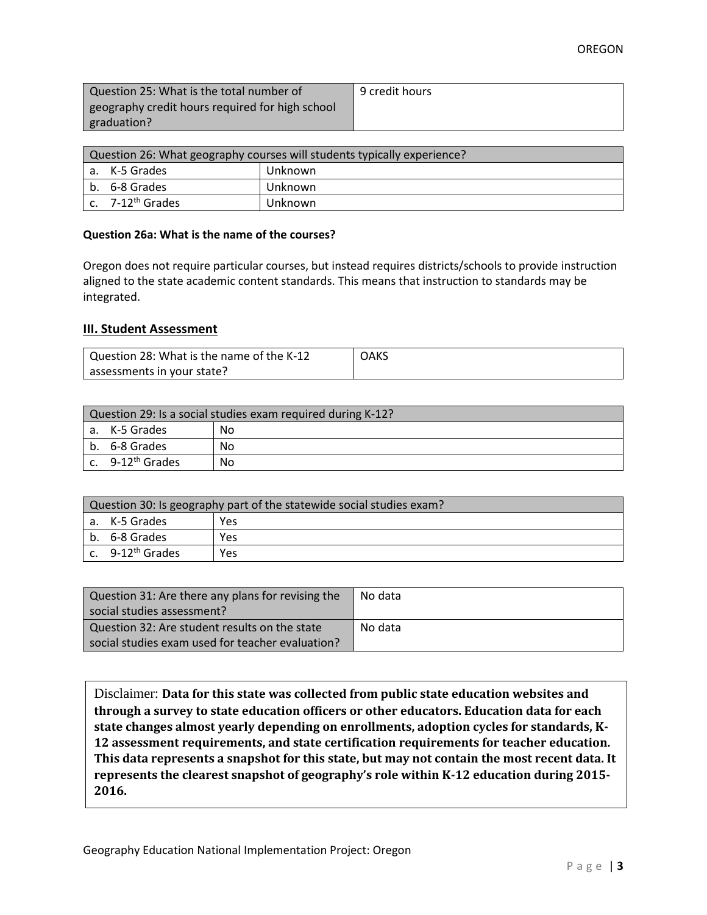| | |
|---|---|
| Question 25: What is the total number of geography credit hours required for high school graduation? | 9 credit hours |

| Question 26: What geography courses will students typically experience? | |
|---|---|
| a. K-5 Grades | Unknown |
| b. 6-8 Grades | Unknown |
| c. 7-12th Grades | Unknown |

**Question 26a: What is the name of the courses?**

Oregon does not require particular courses, but instead requires districts/schools to provide instruction aligned to the state academic content standards. This means that instruction to standards may be integrated.

## III. Student Assessment

| | |
|---|---|
| Question 28: What is the name of the K-12 assessments in your state? | OAKS |

| Question 29: Is a social studies exam required during K-12? | |
|---|---|
| a. K-5 Grades | No |
| b. 6-8 Grades | No |
| c. 9-12th Grades | No |

| Question 30: Is geography part of the statewide social studies exam? | |
|---|---|
| a. K-5 Grades | Yes |
| b. 6-8 Grades | Yes |
| c. 9-12th Grades | Yes |

| | |
|---|---|
| Question 31: Are there any plans for revising the social studies assessment? | No data |
| Question 32: Are student results on the state social studies exam used for teacher evaluation? | No data |

Disclaimer: **Data for this state was collected from public state education websites and through a survey to state education officers or other educators. Education data for each state changes almost yearly depending on enrollments, adoption cycles for standards, K-12 assessment requirements, and state certification requirements for teacher education. This data represents a snapshot for this state, but may not contain the most recent data. It represents the clearest snapshot of geography's role within K-12 education during 2015-2016.**